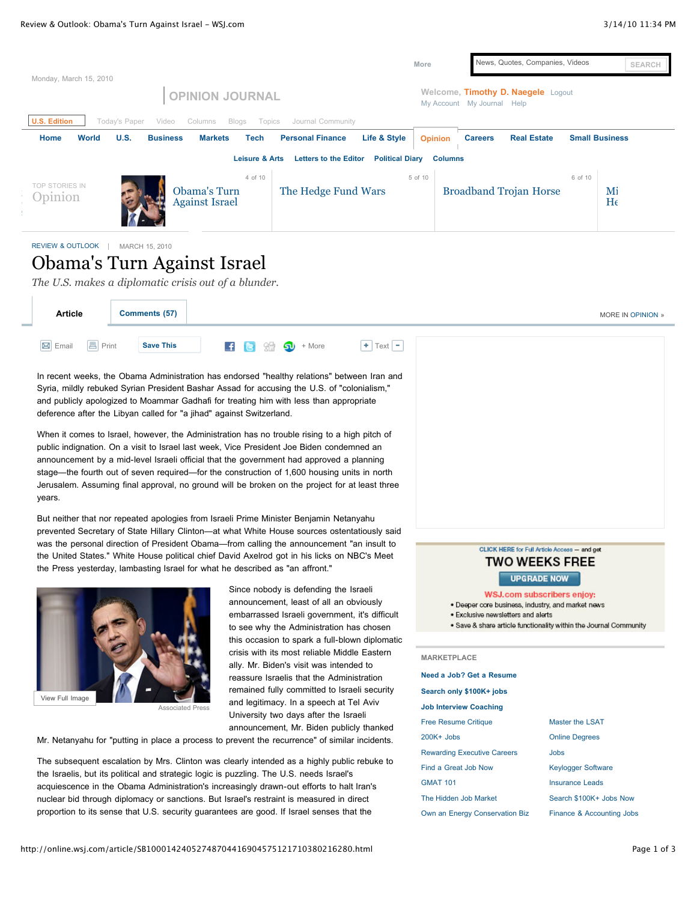REVIEW & OUTLOOK | MARCH 15, 2010

# Obama's Turn Against Israel

*The U.S. makes a diplomatic crisis out of a blunder.*

In recent weeks, the Obama Administration has endorsed "healthy relations" between Iran and Syria, mildly rebuked Syrian President Bashar Assad for accusing the U.S. of "colonialism," and publicly apologized to Moammar Gadhafi for treating him with less than appropriate deference after the Libyan called for "a jihad" against Switzerland.

When it comes to Israel, however, the Administration has no trouble rising to a high pitch of public indignation. On a visit to Israel last week, Vice President Joe Biden condemned an announcement by a mid-level Israeli official that the government had approved a planning stage—the fourth out of seven required—for the construction of 1,600 housing units in north Jerusalem. Assuming final approval, no ground will be broken on the project for at least three years.

But neither that nor repeated apologies from Israeli Prime Minister Benjamin Netanyahu prevented Secretary of State Hillary Clinton—at what White House sources ostentatiously said was the personal direction of President Obama—from calling the announcement "an insult to the United States." White House political chief David Axelrod got in his licks on NBC's Meet the Press yesterday, lambasting Israel for what he described as "an affront."

Associated Press

Since nobody is defending the Israeli announcement, least of all an obviously embarrassed Israeli government, it's difficult to see why the Administration has chosen this occasion to spark a full-blown diplomatic crisis with its most reliable Middle Eastern ally. Mr. Biden's visit was intended to reassure Israelis that the Administration remained fully committed to Israeli security and legitimacy. In a speech at Tel Aviv University two days after the Israeli announcement, Mr. Biden publicly thanked Mr. Netanyahu for "putting in place a process to prevent the recurrence" of similar incidents.

The subsequent escalation by Mrs. Clinton was clearly intended as a highly public rebuke to the Israelis, but its political and strategic logic is puzzling. The U.S. needs Israel's acquiescence in the Obama Administration's increasingly drawn-out efforts to halt Iran's nuclear bid through diplomacy or sanctions. But Israel's restraint is measured in direct proportion to its sense that U.S. security guarantees are good. If Israel senses that the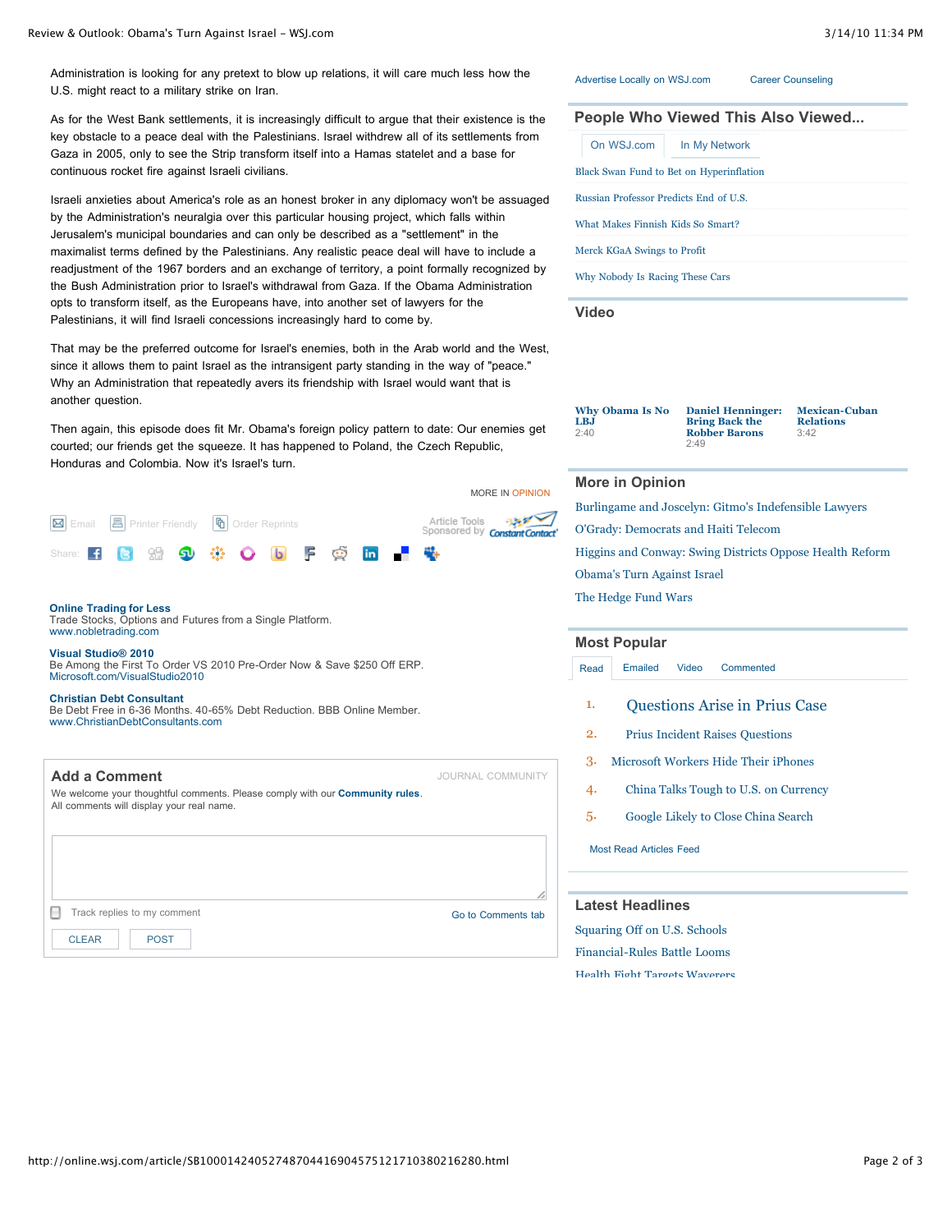Administration is looking for any pretext to blow up relations, it will care much less how the U.S. might react to a military strike on Iran.

As for the West Bank settlements, it is increasingly difficult to argue that their existence is the key obstacle to a peace deal with the Palestinians. Israel withdrew all of its settlements from Gaza in 2005, only to see the Strip transform itself into a Hamas statelet and a base for continuous rocket fire against Israeli civilians.

Israeli anxieties about America's role as an honest broker in any diplomacy won't be assuaged by the Administration's neuralgia over this particular housing project, which falls within Jerusalem's municipal boundaries and can only be described as a "settlement" in the maximalist terms defined by the Palestinians. Any realistic peace deal will have to include a readjustment of the 1967 borders and an exchange of territory, a point formally recognized by the Bush Administration prior to Israel's withdrawal from Gaza. If the Obama Administration opts to transform itself, as the Europeans have, into another set of lawyers for the Palestinians, it will find Israeli concessions increasingly hard to come by.

That may be the preferred outcome for Israel's enemies, both in the Arab world and the West, since it allows them to paint Israel as the intransigent party standing in the way of "peace." Why an Administration that repeatedly avers its friendship with Israel would want that is another question.

Then again, this episode does fit Mr. Obama's foreign policy pattern to date: Our enemies get courted; our friends get the squeeze. It has happened to Poland, the Czech Republic, Honduras and Colombia. Now it's Israel's turn.

MORE IN OPINION

Email | Printer Friendly | Order Reprints

Article Tools Sponsored by Constant Contact

Share:

**Online Trading for Less**
Trade Stocks, Options and Futures from a Single Platform.
www.nobletrading.com

**Visual Studio® 2010**
Be Among the First To Order VS 2010 Pre-Order Now & Save $250 Off ERP.
Microsoft.com/VisualStudio2010

**Christian Debt Consultant**
Be Debt Free in 6-36 Months. 40-65% Debt Reduction. BBB Online Member.
www.ChristianDebtConsultants.com

## Add a Comment

JOURNAL COMMUNITY

We welcome your thoughtful comments. Please comply with our **Community rules**.
All comments will display your real name.

Track replies to my comment

Go to Comments tab

CLEAR | POST

Advertise Locally on WSJ.com | Career Counseling

## People Who Viewed This Also Viewed...

On WSJ.com | In My Network

- Black Swan Fund to Bet on Hyperinflation
- Russian Professor Predicts End of U.S.
- What Makes Finnish Kids So Smart?
- Merck KGaA Swings to Profit
- Why Nobody Is Racing These Cars

## Video

**Why Obama Is No LBJ** 2:40

**Daniel Henninger: Bring Back the Robber Barons** 2:49

**Mexican-Cuban Relations** 3:42

## More in Opinion

- Burlingame and Joscelyn: Gitmo's Indefensible Lawyers
- O'Grady: Democrats and Haiti Telecom
- Higgins and Conway: Swing Districts Oppose Health Reform
- Obama's Turn Against Israel
- The Hedge Fund Wars

## Most Popular

Read | Emailed | Video | Commented

1. Questions Arise in Prius Case
2. Prius Incident Raises Questions
3. Microsoft Workers Hide Their iPhones
4. China Talks Tough to U.S. on Currency
5. Google Likely to Close China Search

Most Read Articles Feed

## Latest Headlines

- Squaring Off on U.S. Schools
- Financial-Rules Battle Looms
- Health Fight Targets Waverers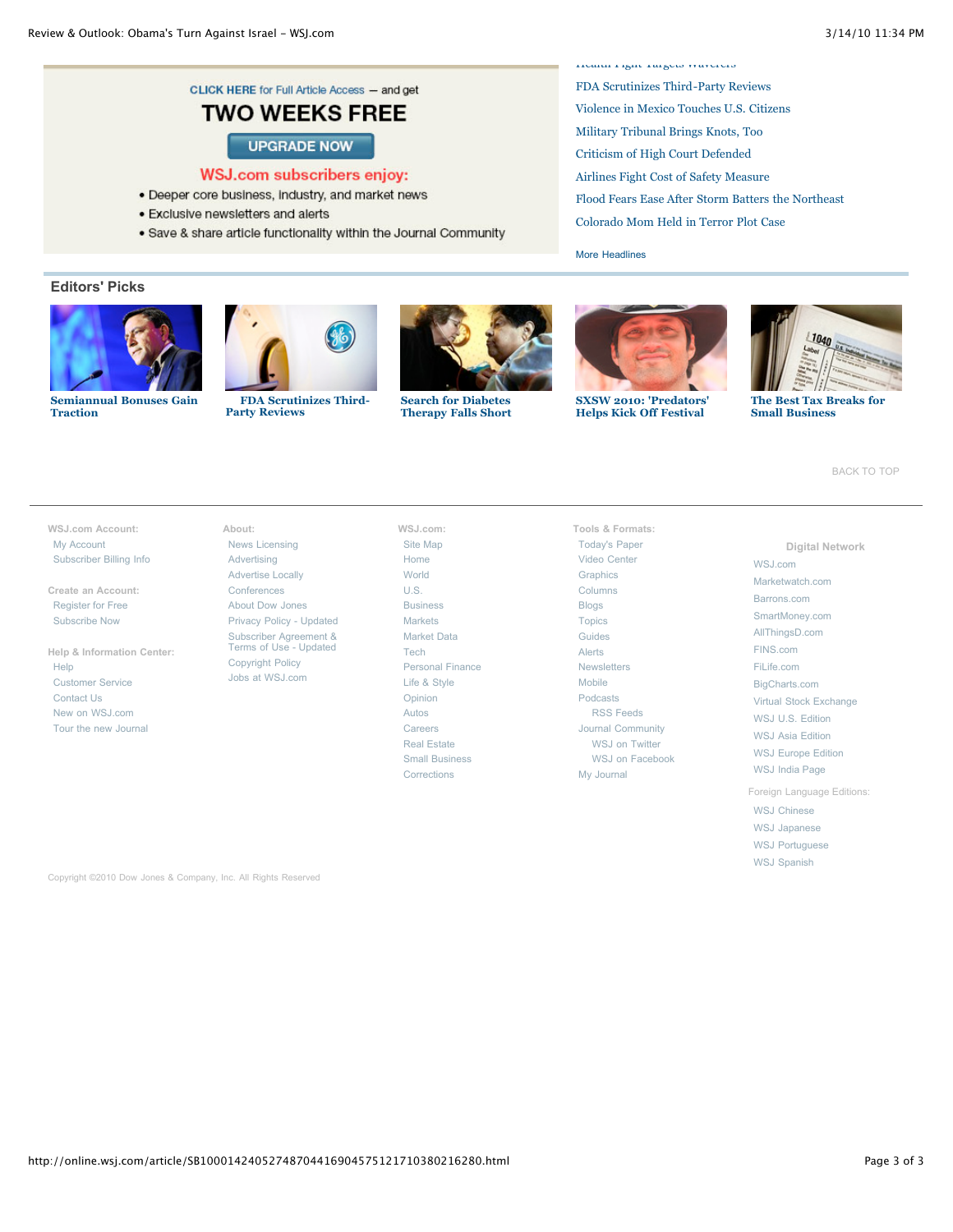CLICK HERE for Full Article Access — and get

**TWO WEEKS FREE**

UPGRADE NOW

**WSJ.com subscribers enjoy:**

- Deeper core business, industry, and market news
- Exclusive newsletters and alerts
- Save & share article functionality within the Journal Community

Health Fight Targets Waverers

FDA Scrutinizes Third-Party Reviews

Violence in Mexico Touches U.S. Citizens

Military Tribunal Brings Knots, Too

Criticism of High Court Defended

Airlines Fight Cost of Safety Measure

Flood Fears Ease After Storm Batters the Northeast

Colorado Mom Held in Terror Plot Case

More Headlines

## Editors' Picks

**Semiannual Bonuses Gain Traction**

**FDA Scrutinizes Third-Party Reviews**

**Search for Diabetes Therapy Falls Short**

**SXSW 2010: 'Predators' Helps Kick Off Festival**

**The Best Tax Breaks for Small Business**

BACK TO TOP

**WSJ.com Account:**
- My Account
- Subscriber Billing Info

**Create an Account:**
- Register for Free
- Subscribe Now

**Help & Information Center:**
- Help
- Customer Service
- Contact Us
- New on WSJ.com
- Tour the new Journal

**About:**
- News Licensing
- Advertising
- Advertise Locally
- Conferences
- About Dow Jones
- Privacy Policy - Updated
- Subscriber Agreement & Terms of Use - Updated
- Copyright Policy
- Jobs at WSJ.com

**WSJ.com:**
- Site Map
- Home
- World
- U.S.
- Business
- Markets
- Market Data
- Tech
- Personal Finance
- Life & Style
- Opinion
- Autos
- Careers
- Real Estate
- Small Business
- Corrections

**Tools & Formats:**
- Today's Paper
- Video Center
- Graphics
- Columns
- Blogs
- Topics
- Guides
- Alerts
- Newsletters
- Mobile
- Podcasts
  - RSS Feeds
- Journal Community
  - WSJ on Twitter
  - WSJ on Facebook
- My Journal

**Digital Network**
- WSJ.com
- Marketwatch.com
- Barrons.com
- SmartMoney.com
- AllThingsD.com
- FINS.com
- FiLife.com
- BigCharts.com
- Virtual Stock Exchange
- WSJ U.S. Edition
- WSJ Asia Edition
- WSJ Europe Edition
- WSJ India Page

Foreign Language Editions:
- WSJ Chinese
- WSJ Japanese
- WSJ Portuguese
- WSJ Spanish

Copyright ©2010 Dow Jones & Company, Inc. All Rights Reserved